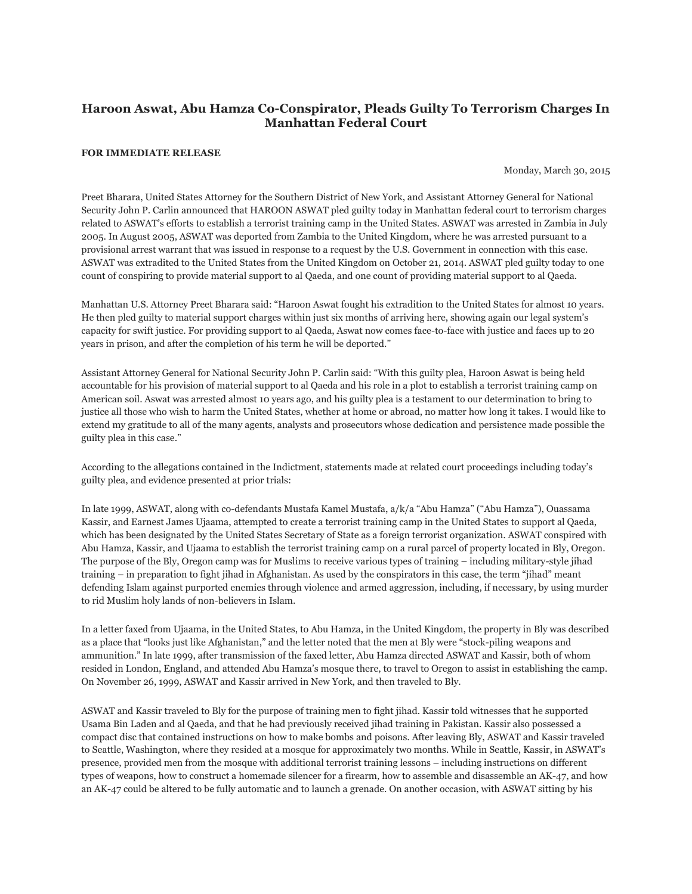# Haroon Aswat, Abu Hamza Co-Conspirator, Pleads Guilty To Terrorism Charges In Manhattan Federal Court

**FOR IMMEDIATE RELEASE**

Monday, March 30, 2015

Preet Bharara, United States Attorney for the Southern District of New York, and Assistant Attorney General for National Security John P. Carlin announced that HAROON ASWAT pled guilty today in Manhattan federal court to terrorism charges related to ASWAT's efforts to establish a terrorist training camp in the United States. ASWAT was arrested in Zambia in July 2005. In August 2005, ASWAT was deported from Zambia to the United Kingdom, where he was arrested pursuant to a provisional arrest warrant that was issued in response to a request by the U.S. Government in connection with this case. ASWAT was extradited to the United States from the United Kingdom on October 21, 2014. ASWAT pled guilty today to one count of conspiring to provide material support to al Qaeda, and one count of providing material support to al Qaeda.

Manhattan U.S. Attorney Preet Bharara said: "Haroon Aswat fought his extradition to the United States for almost 10 years. He then pled guilty to material support charges within just six months of arriving here, showing again our legal system's capacity for swift justice. For providing support to al Qaeda, Aswat now comes face-to-face with justice and faces up to 20 years in prison, and after the completion of his term he will be deported."

Assistant Attorney General for National Security John P. Carlin said: "With this guilty plea, Haroon Aswat is being held accountable for his provision of material support to al Qaeda and his role in a plot to establish a terrorist training camp on American soil. Aswat was arrested almost 10 years ago, and his guilty plea is a testament to our determination to bring to justice all those who wish to harm the United States, whether at home or abroad, no matter how long it takes. I would like to extend my gratitude to all of the many agents, analysts and prosecutors whose dedication and persistence made possible the guilty plea in this case."

According to the allegations contained in the Indictment, statements made at related court proceedings including today's guilty plea, and evidence presented at prior trials:

In late 1999, ASWAT, along with co-defendants Mustafa Kamel Mustafa, a/k/a "Abu Hamza" ("Abu Hamza"), Ouassama Kassir, and Earnest James Ujaama, attempted to create a terrorist training camp in the United States to support al Qaeda, which has been designated by the United States Secretary of State as a foreign terrorist organization. ASWAT conspired with Abu Hamza, Kassir, and Ujaama to establish the terrorist training camp on a rural parcel of property located in Bly, Oregon. The purpose of the Bly, Oregon camp was for Muslims to receive various types of training – including military-style jihad training – in preparation to fight jihad in Afghanistan. As used by the conspirators in this case, the term "jihad" meant defending Islam against purported enemies through violence and armed aggression, including, if necessary, by using murder to rid Muslim holy lands of non-believers in Islam.

In a letter faxed from Ujaama, in the United States, to Abu Hamza, in the United Kingdom, the property in Bly was described as a place that "looks just like Afghanistan," and the letter noted that the men at Bly were "stock-piling weapons and ammunition." In late 1999, after transmission of the faxed letter, Abu Hamza directed ASWAT and Kassir, both of whom resided in London, England, and attended Abu Hamza's mosque there, to travel to Oregon to assist in establishing the camp. On November 26, 1999, ASWAT and Kassir arrived in New York, and then traveled to Bly.

ASWAT and Kassir traveled to Bly for the purpose of training men to fight jihad. Kassir told witnesses that he supported Usama Bin Laden and al Qaeda, and that he had previously received jihad training in Pakistan. Kassir also possessed a compact disc that contained instructions on how to make bombs and poisons. After leaving Bly, ASWAT and Kassir traveled to Seattle, Washington, where they resided at a mosque for approximately two months. While in Seattle, Kassir, in ASWAT's presence, provided men from the mosque with additional terrorist training lessons – including instructions on different types of weapons, how to construct a homemade silencer for a firearm, how to assemble and disassemble an AK-47, and how an AK-47 could be altered to be fully automatic and to launch a grenade. On another occasion, with ASWAT sitting by his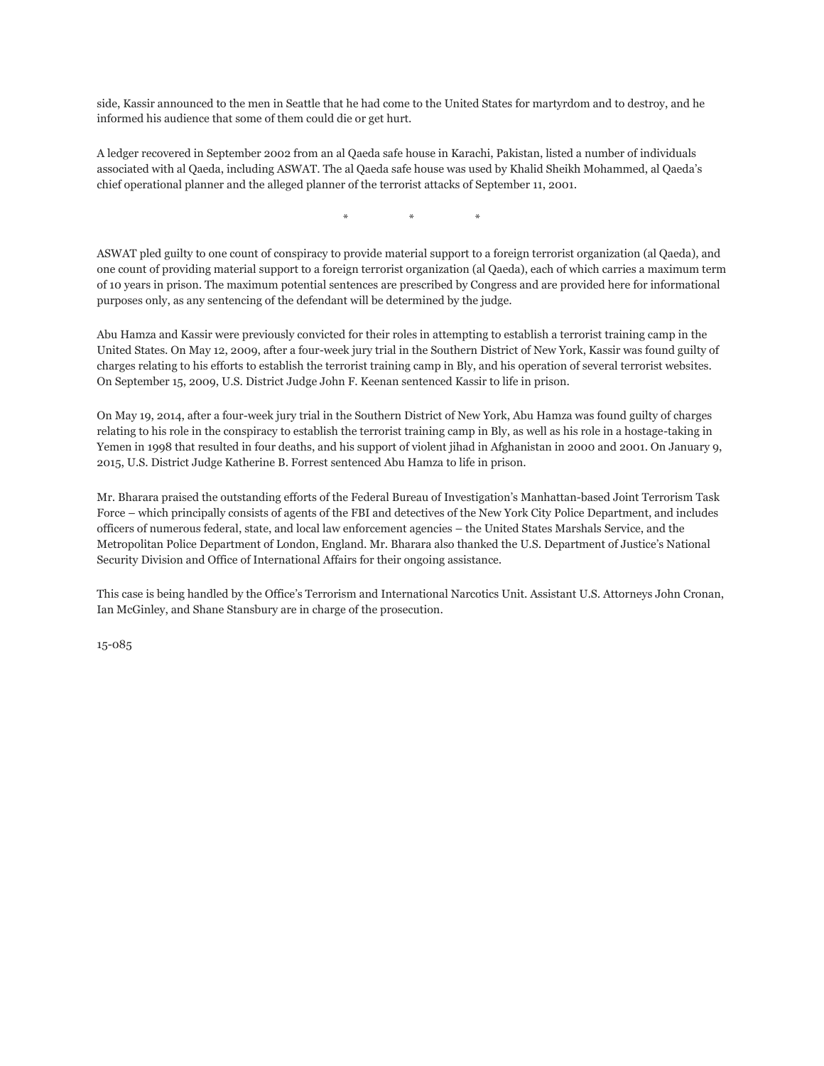side, Kassir announced to the men in Seattle that he had come to the United States for martyrdom and to destroy, and he informed his audience that some of them could die or get hurt.

A ledger recovered in September 2002 from an al Qaeda safe house in Karachi, Pakistan, listed a number of individuals associated with al Qaeda, including ASWAT. The al Qaeda safe house was used by Khalid Sheikh Mohammed, al Qaeda's chief operational planner and the alleged planner of the terrorist attacks of September 11, 2001.

\* \* \*

ASWAT pled guilty to one count of conspiracy to provide material support to a foreign terrorist organization (al Qaeda), and one count of providing material support to a foreign terrorist organization (al Qaeda), each of which carries a maximum term of 10 years in prison. The maximum potential sentences are prescribed by Congress and are provided here for informational purposes only, as any sentencing of the defendant will be determined by the judge.

Abu Hamza and Kassir were previously convicted for their roles in attempting to establish a terrorist training camp in the United States. On May 12, 2009, after a four-week jury trial in the Southern District of New York, Kassir was found guilty of charges relating to his efforts to establish the terrorist training camp in Bly, and his operation of several terrorist websites. On September 15, 2009, U.S. District Judge John F. Keenan sentenced Kassir to life in prison.

On May 19, 2014, after a four-week jury trial in the Southern District of New York, Abu Hamza was found guilty of charges relating to his role in the conspiracy to establish the terrorist training camp in Bly, as well as his role in a hostage-taking in Yemen in 1998 that resulted in four deaths, and his support of violent jihad in Afghanistan in 2000 and 2001. On January 9, 2015, U.S. District Judge Katherine B. Forrest sentenced Abu Hamza to life in prison.

Mr. Bharara praised the outstanding efforts of the Federal Bureau of Investigation's Manhattan-based Joint Terrorism Task Force – which principally consists of agents of the FBI and detectives of the New York City Police Department, and includes officers of numerous federal, state, and local law enforcement agencies – the United States Marshals Service, and the Metropolitan Police Department of London, England. Mr. Bharara also thanked the U.S. Department of Justice's National Security Division and Office of International Affairs for their ongoing assistance.

This case is being handled by the Office's Terrorism and International Narcotics Unit. Assistant U.S. Attorneys John Cronan, Ian McGinley, and Shane Stansbury are in charge of the prosecution.

15-085